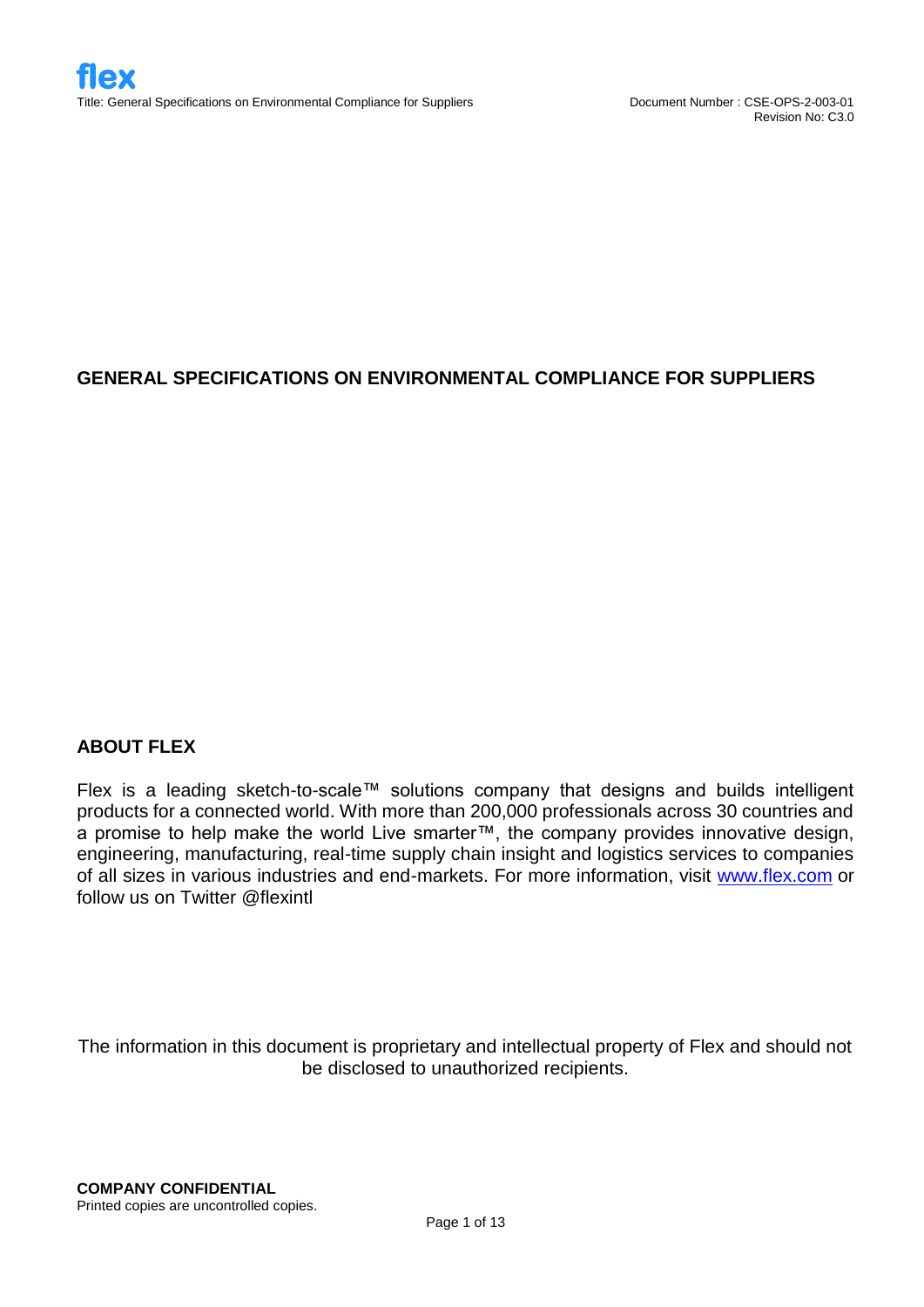# GENERAL SPECIFICATIONS ON ENVIRONMENTAL COMPLIANCE FOR SUPPLIERS

## ABOUT FLEX

Flex is a leading sketch-to-scale™ solutions company that designs and builds intelligent products for a connected world. With more than 200,000 professionals across 30 countries and a promise to help make the world Live smarter™, the company provides innovative design, engineering, manufacturing, real-time supply chain insight and logistics services to companies of all sizes in various industries and end-markets. For more information, visit www.flex.com or follow us on Twitter @flexintl

The information in this document is proprietary and intellectual property of Flex and should not be disclosed to unauthorized recipients.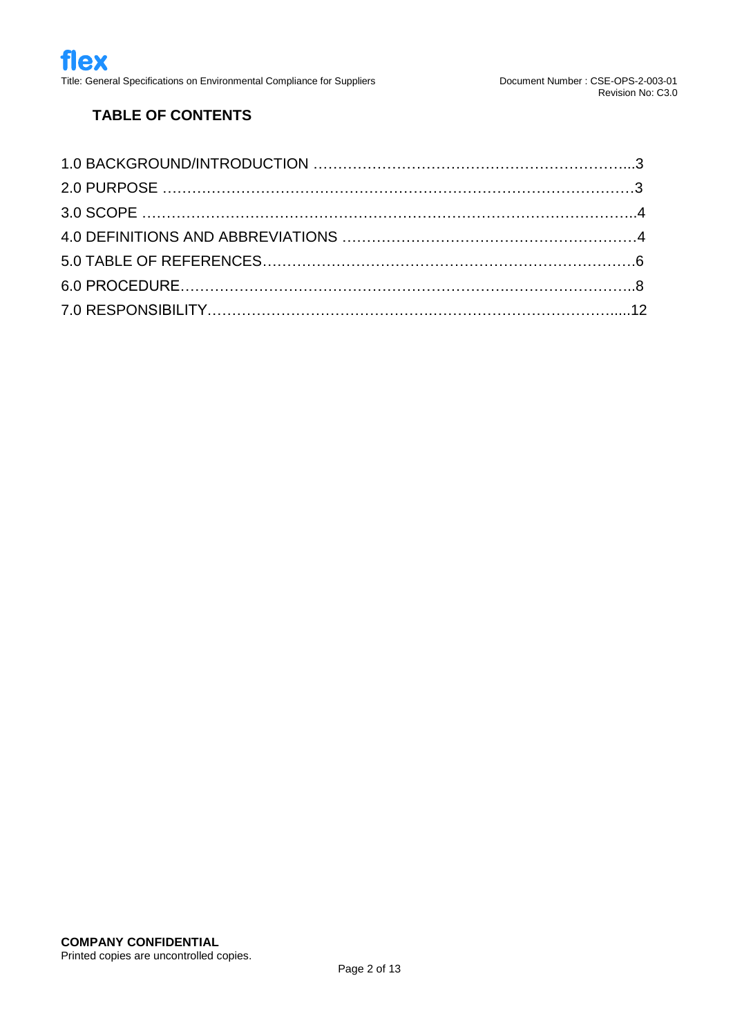## TABLE OF CONTENTS

1.0 BACKGROUND/INTRODUCTION ………………………………………………………...3

2.0 PURPOSE ………………………………………………………………………………3

3.0 SCOPE ………………………………………………………………………………….4

4.0 DEFINITIONS AND ABBREVIATIONS ………………………………………………….4

5.0 TABLE OF REFERENCES………………………………………………………………6

6.0 PROCEDURE…………………………………………………………………………..8

7.0 RESPONSIBILITY…………………………………………………………………......12

**COMPANY CONFIDENTIAL**
Printed copies are uncontrolled copies.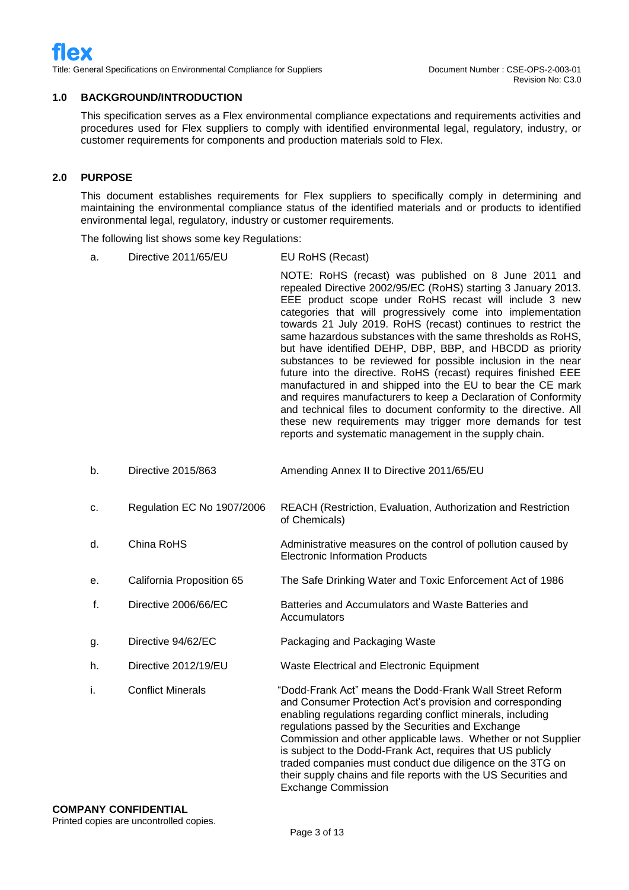## 1.0 BACKGROUND/INTRODUCTION

This specification serves as a Flex environmental compliance expectations and requirements activities and procedures used for Flex suppliers to comply with identified environmental legal, regulatory, industry, or customer requirements for components and production materials sold to Flex.

## 2.0 PURPOSE

This document establishes requirements for Flex suppliers to specifically comply in determining and maintaining the environmental compliance status of the identified materials and or products to identified environmental legal, regulatory, industry or customer requirements.

The following list shows some key Regulations:

| | | |
|---|---|---|
| a. | Directive 2011/65/EU | EU RoHS (Recast)<br><br>NOTE: RoHS (recast) was published on 8 June 2011 and repealed Directive 2002/95/EC (RoHS) starting 3 January 2013. EEE product scope under RoHS recast will include 3 new categories that will progressively come into implementation towards 21 July 2019. RoHS (recast) continues to restrict the same hazardous substances with the same thresholds as RoHS, but have identified DEHP, DBP, BBP, and HBCDD as priority substances to be reviewed for possible inclusion in the near future into the directive. RoHS (recast) requires finished EEE manufactured in and shipped into the EU to bear the CE mark and requires manufacturers to keep a Declaration of Conformity and technical files to document conformity to the directive. All these new requirements may trigger more demands for test reports and systematic management in the supply chain. |
| b. | Directive 2015/863 | Amending Annex II to Directive 2011/65/EU |
| c. | Regulation EC No 1907/2006 | REACH (Restriction, Evaluation, Authorization and Restriction of Chemicals) |
| d. | China RoHS | Administrative measures on the control of pollution caused by Electronic Information Products |
| e. | California Proposition 65 | The Safe Drinking Water and Toxic Enforcement Act of 1986 |
| f. | Directive 2006/66/EC | Batteries and Accumulators and Waste Batteries and Accumulators |
| g. | Directive 94/62/EC | Packaging and Packaging Waste |
| h. | Directive 2012/19/EU | Waste Electrical and Electronic Equipment |
| i. | Conflict Minerals | "Dodd-Frank Act" means the Dodd-Frank Wall Street Reform and Consumer Protection Act's provision and corresponding enabling regulations regarding conflict minerals, including regulations passed by the Securities and Exchange Commission and other applicable laws. Whether or not Supplier is subject to the Dodd-Frank Act, requires that US publicly traded companies must conduct due diligence on the 3TG on their supply chains and file reports with the US Securities and Exchange Commission |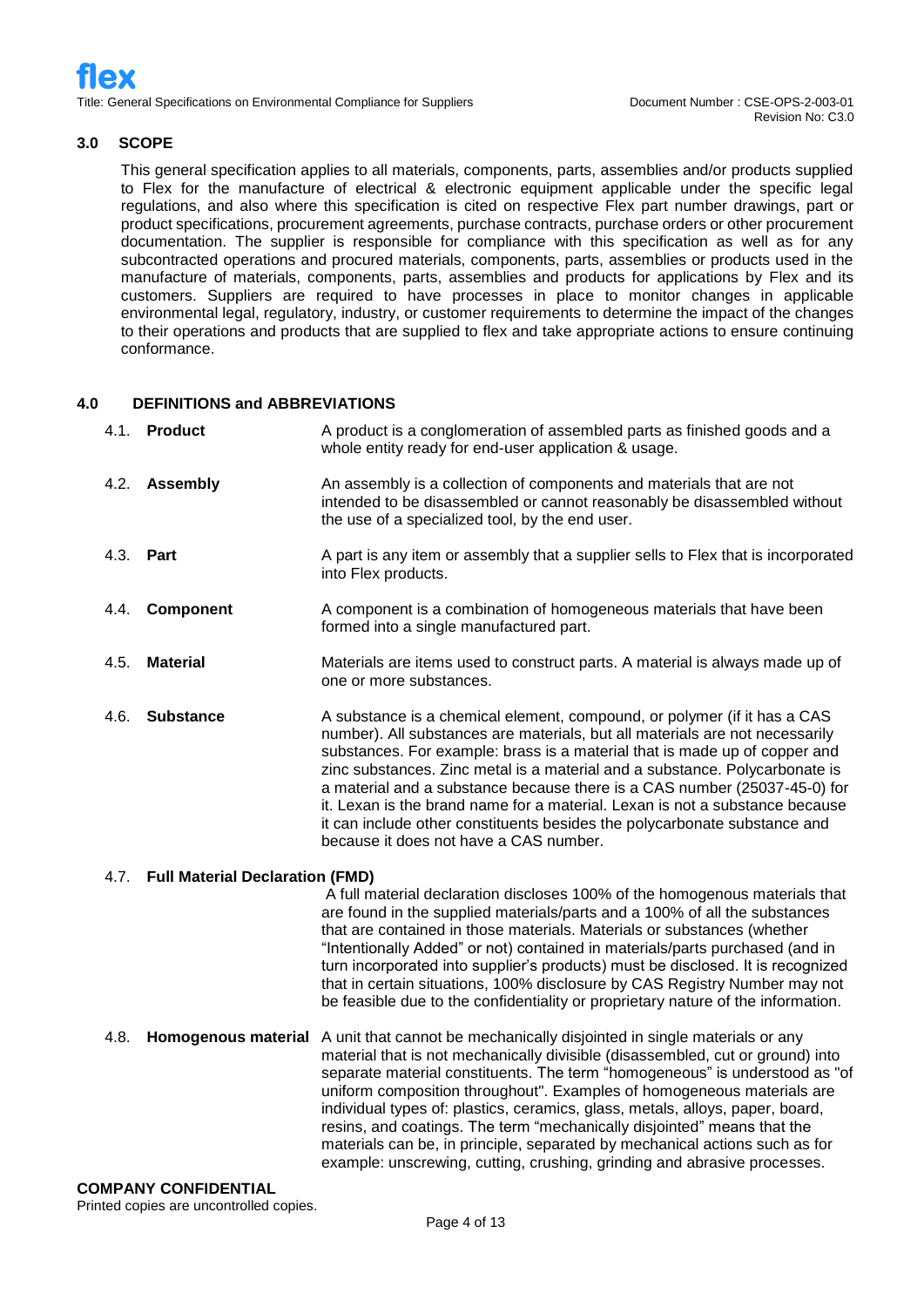## 3.0 SCOPE

This general specification applies to all materials, components, parts, assemblies and/or products supplied to Flex for the manufacture of electrical & electronic equipment applicable under the specific legal regulations, and also where this specification is cited on respective Flex part number drawings, part or product specifications, procurement agreements, purchase contracts, purchase orders or other procurement documentation. The supplier is responsible for compliance with this specification as well as for any subcontracted operations and procured materials, components, parts, assemblies or products used in the manufacture of materials, components, parts, assemblies and products for applications by Flex and its customers. Suppliers are required to have processes in place to monitor changes in applicable environmental legal, regulatory, industry, or customer requirements to determine the impact of the changes to their operations and products that are supplied to flex and take appropriate actions to ensure continuing conformance.

## 4.0 DEFINITIONS and ABBREVIATIONS

4.1. **Product** — A product is a conglomeration of assembled parts as finished goods and a whole entity ready for end-user application & usage.

4.2. **Assembly** — An assembly is a collection of components and materials that are not intended to be disassembled or cannot reasonably be disassembled without the use of a specialized tool, by the end user.

4.3. **Part** — A part is any item or assembly that a supplier sells to Flex that is incorporated into Flex products.

4.4. **Component** — A component is a combination of homogeneous materials that have been formed into a single manufactured part.

4.5. **Material** — Materials are items used to construct parts. A material is always made up of one or more substances.

4.6. **Substance** — A substance is a chemical element, compound, or polymer (if it has a CAS number). All substances are materials, but all materials are not necessarily substances. For example: brass is a material that is made up of copper and zinc substances. Zinc metal is a material and a substance. Polycarbonate is a material and a substance because there is a CAS number (25037-45-0) for it. Lexan is the brand name for a material. Lexan is not a substance because it can include other constituents besides the polycarbonate substance and because it does not have a CAS number.

4.7. **Full Material Declaration (FMD)**

A full material declaration discloses 100% of the homogenous materials that are found in the supplied materials/parts and a 100% of all the substances that are contained in those materials. Materials or substances (whether "Intentionally Added" or not) contained in materials/parts purchased (and in turn incorporated into supplier's products) must be disclosed. It is recognized that in certain situations, 100% disclosure by CAS Registry Number may not be feasible due to the confidentiality or proprietary nature of the information.

4.8. **Homogenous material** — A unit that cannot be mechanically disjointed in single materials or any material that is not mechanically divisible (disassembled, cut or ground) into separate material constituents. The term "homogeneous" is understood as "of uniform composition throughout". Examples of homogeneous materials are individual types of: plastics, ceramics, glass, metals, alloys, paper, board, resins, and coatings. The term "mechanically disjointed" means that the materials can be, in principle, separated by mechanical actions such as for example: unscrewing, cutting, crushing, grinding and abrasive processes.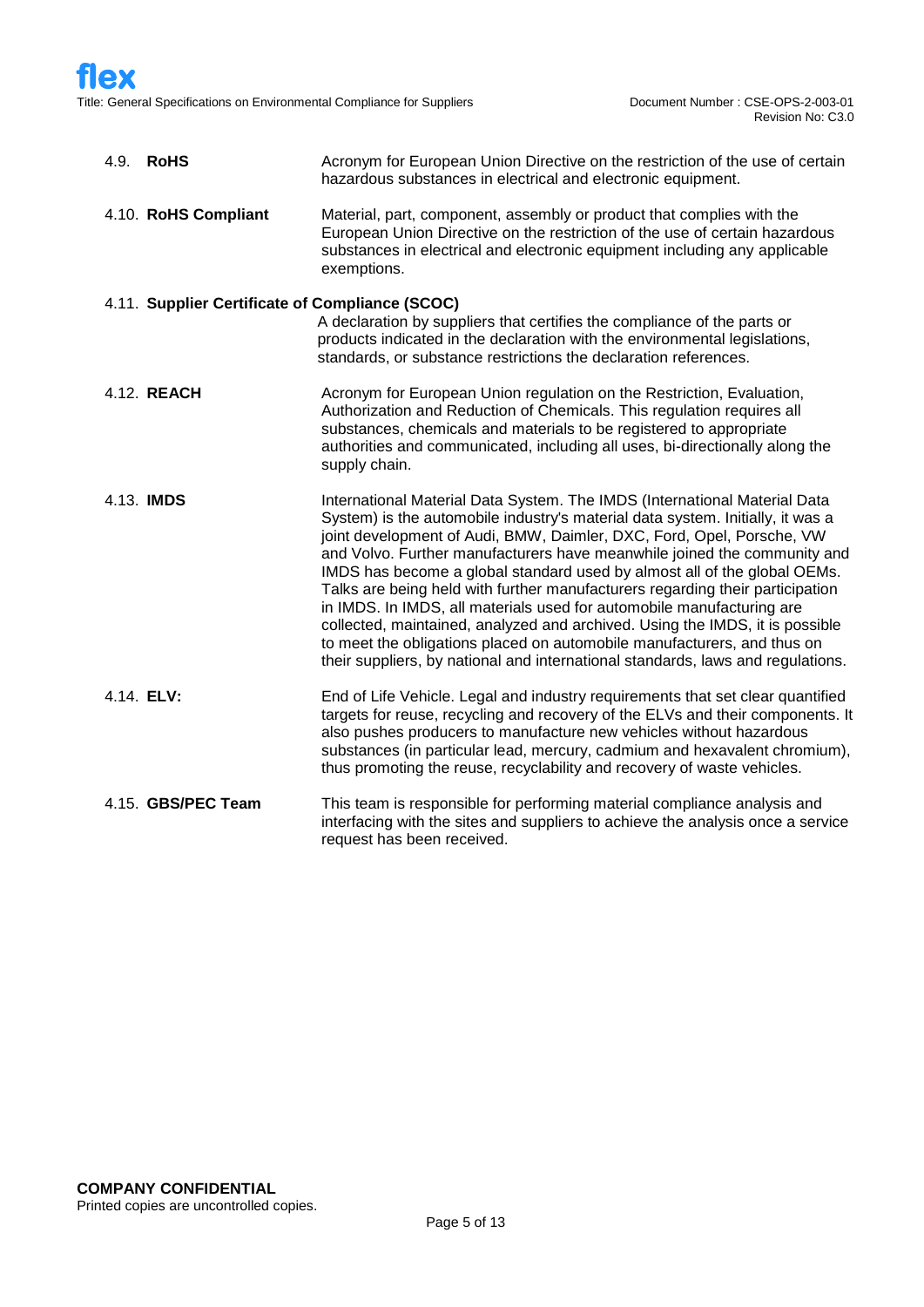4.9. **RoHS**

Acronym for European Union Directive on the restriction of the use of certain hazardous substances in electrical and electronic equipment.

4.10. **RoHS Compliant**

Material, part, component, assembly or product that complies with the European Union Directive on the restriction of the use of certain hazardous substances in electrical and electronic equipment including any applicable exemptions.

4.11. **Supplier Certificate of Compliance (SCOC)**

A declaration by suppliers that certifies the compliance of the parts or products indicated in the declaration with the environmental legislations, standards, or substance restrictions the declaration references.

4.12. **REACH**

Acronym for European Union regulation on the Restriction, Evaluation, Authorization and Reduction of Chemicals. This regulation requires all substances, chemicals and materials to be registered to appropriate authorities and communicated, including all uses, bi-directionally along the supply chain.

4.13. **IMDS**

International Material Data System. The IMDS (International Material Data System) is the automobile industry's material data system. Initially, it was a joint development of Audi, BMW, Daimler, DXC, Ford, Opel, Porsche, VW and Volvo. Further manufacturers have meanwhile joined the community and IMDS has become a global standard used by almost all of the global OEMs. Talks are being held with further manufacturers regarding their participation in IMDS. In IMDS, all materials used for automobile manufacturing are collected, maintained, analyzed and archived. Using the IMDS, it is possible to meet the obligations placed on automobile manufacturers, and thus on their suppliers, by national and international standards, laws and regulations.

4.14. **ELV:**

End of Life Vehicle. Legal and industry requirements that set clear quantified targets for reuse, recycling and recovery of the ELVs and their components. It also pushes producers to manufacture new vehicles without hazardous substances (in particular lead, mercury, cadmium and hexavalent chromium), thus promoting the reuse, recyclability and recovery of waste vehicles.

4.15. **GBS/PEC Team**

This team is responsible for performing material compliance analysis and interfacing with the sites and suppliers to achieve the analysis once a service request has been received.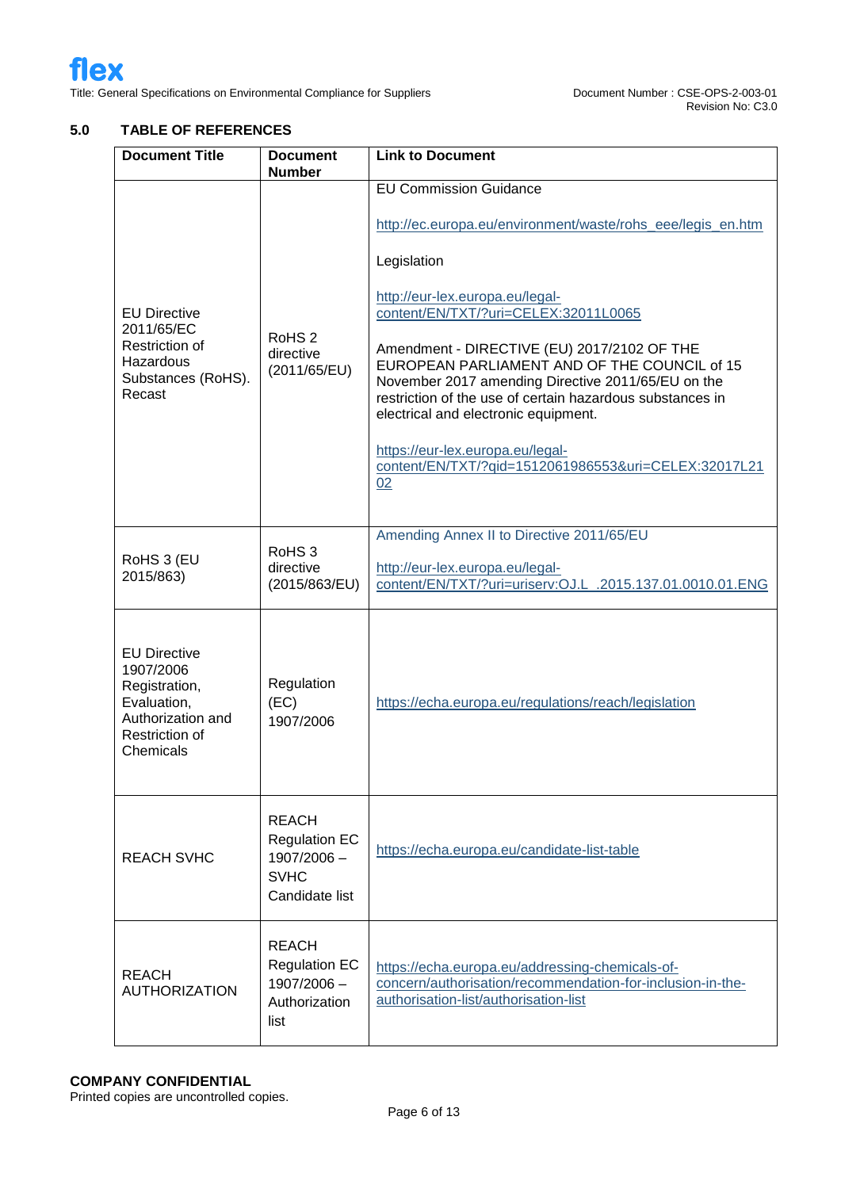## 5.0 TABLE OF REFERENCES

| Document Title | Document Number | Link to Document |
|---|---|---|
| EU Directive 2011/65/EC Restriction of Hazardous Substances (RoHS). Recast | RoHS 2 directive (2011/65/EU) | EU Commission Guidance<br><br>http://ec.europa.eu/environment/waste/rohs_eee/legis_en.htm<br><br>Legislation<br><br>http://eur-lex.europa.eu/legal-content/EN/TXT/?uri=CELEX:32011L0065<br><br>Amendment - DIRECTIVE (EU) 2017/2102 OF THE EUROPEAN PARLIAMENT AND OF THE COUNCIL of 15 November 2017 amending Directive 2011/65/EU on the restriction of the use of certain hazardous substances in electrical and electronic equipment.<br><br>https://eur-lex.europa.eu/legal-content/EN/TXT/?qid=1512061986553&uri=CELEX:32017L2102 |
| RoHS 3 (EU 2015/863) | RoHS 3 directive (2015/863/EU) | Amending Annex II to Directive 2011/65/EU<br><br>http://eur-lex.europa.eu/legal-content/EN/TXT/?uri=uriserv:OJ.L_.2015.137.01.0010.01.ENG |
| EU Directive 1907/2006 Registration, Evaluation, Authorization and Restriction of Chemicals | Regulation (EC) 1907/2006 | https://echa.europa.eu/regulations/reach/legislation |
| REACH SVHC | REACH Regulation EC 1907/2006 – SVHC Candidate list | https://echa.europa.eu/candidate-list-table |
| REACH AUTHORIZATION | REACH Regulation EC 1907/2006 – Authorization list | https://echa.europa.eu/addressing-chemicals-of-concern/authorisation/recommendation-for-inclusion-in-the-authorisation-list/authorisation-list |

**COMPANY CONFIDENTIAL**
Printed copies are uncontrolled copies.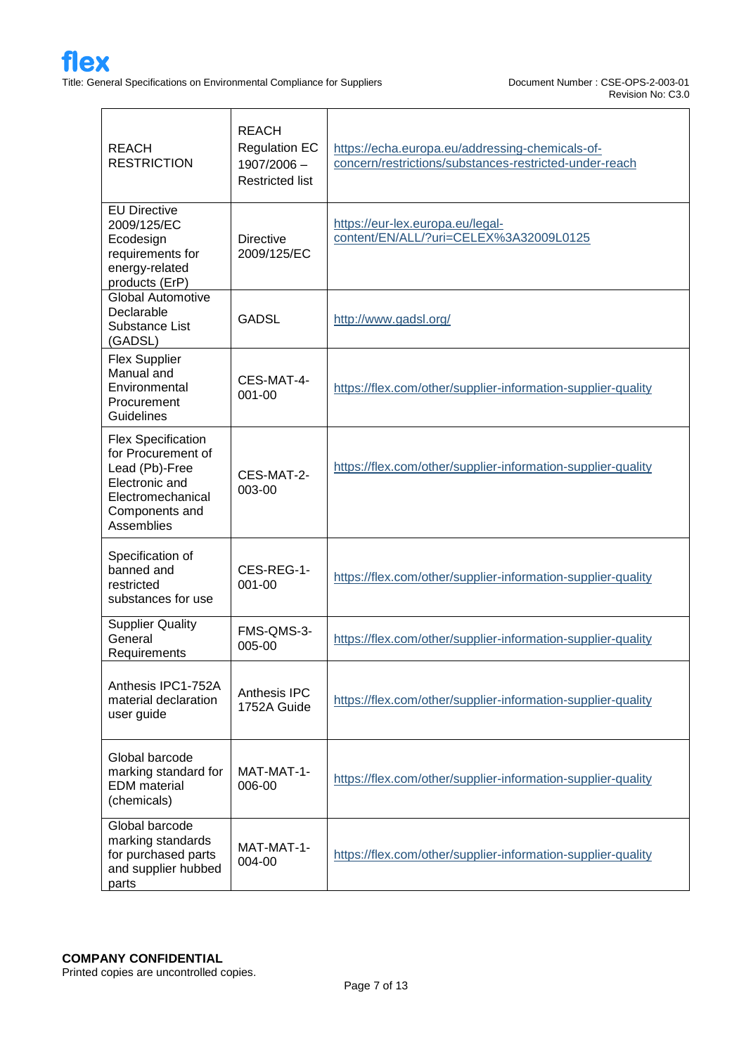| | | |
|---|---|---|
| REACH RESTRICTION | REACH Regulation EC 1907/2006 – Restricted list | https://echa.europa.eu/addressing-chemicals-of-concern/restrictions/substances-restricted-under-reach |
| EU Directive 2009/125/EC Ecodesign requirements for energy-related products (ErP) | Directive 2009/125/EC | https://eur-lex.europa.eu/legal-content/EN/ALL/?uri=CELEX%3A32009L0125 |
| Global Automotive Declarable Substance List (GADSL) | GADSL | http://www.gadsl.org/ |
| Flex Supplier Manual and Environmental Procurement Guidelines | CES-MAT-4-001-00 | https://flex.com/other/supplier-information-supplier-quality |
| Flex Specification for Procurement of Lead (Pb)-Free Electronic and Electromechanical Components and Assemblies | CES-MAT-2-003-00 | https://flex.com/other/supplier-information-supplier-quality |
| Specification of banned and restricted substances for use | CES-REG-1-001-00 | https://flex.com/other/supplier-information-supplier-quality |
| Supplier Quality General Requirements | FMS-QMS-3-005-00 | https://flex.com/other/supplier-information-supplier-quality |
| Anthesis IPC1-752A material declaration user guide | Anthesis IPC 1752A Guide | https://flex.com/other/supplier-information-supplier-quality |
| Global barcode marking standard for EDM material (chemicals) | MAT-MAT-1-006-00 | https://flex.com/other/supplier-information-supplier-quality |
| Global barcode marking standards for purchased parts and supplier hubbed parts | MAT-MAT-1-004-00 | https://flex.com/other/supplier-information-supplier-quality |

**COMPANY CONFIDENTIAL**
Printed copies are uncontrolled copies.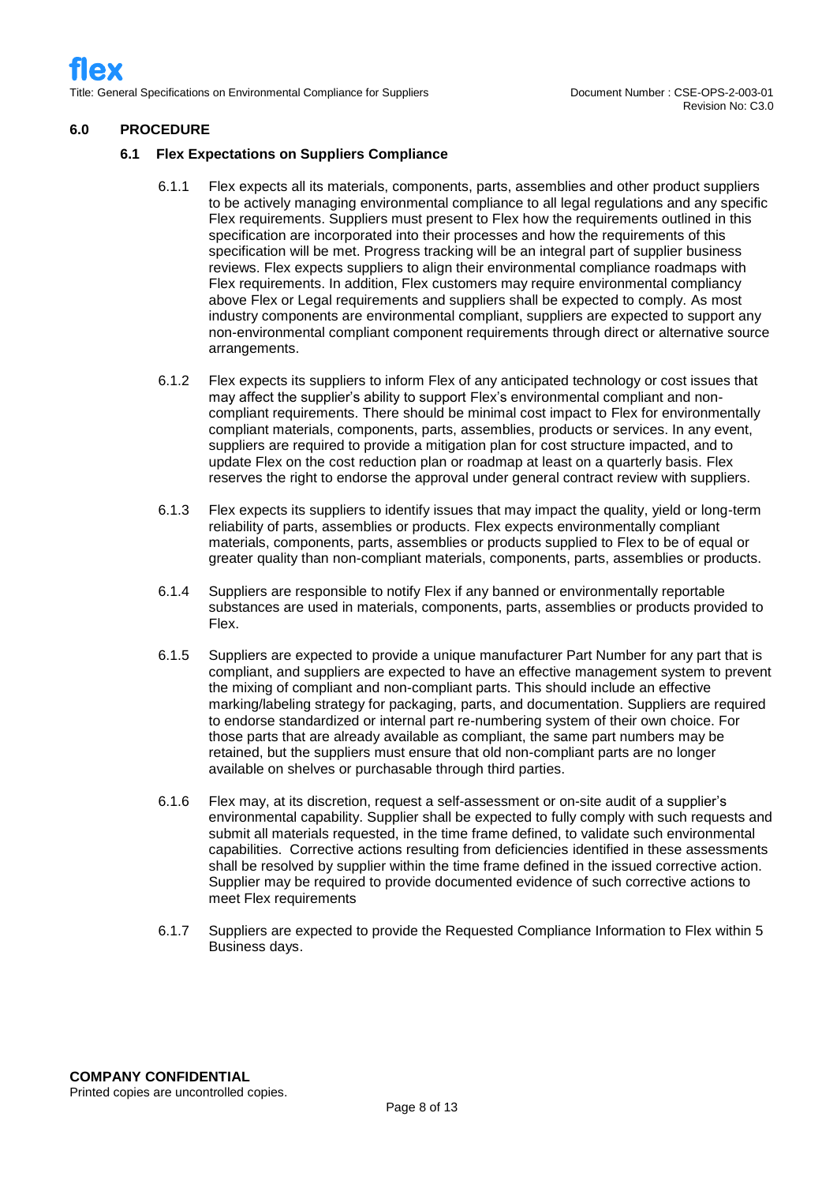## 6.0 PROCEDURE

### 6.1 Flex Expectations on Suppliers Compliance

6.1.1 Flex expects all its materials, components, parts, assemblies and other product suppliers to be actively managing environmental compliance to all legal regulations and any specific Flex requirements. Suppliers must present to Flex how the requirements outlined in this specification are incorporated into their processes and how the requirements of this specification will be met. Progress tracking will be an integral part of supplier business reviews. Flex expects suppliers to align their environmental compliance roadmaps with Flex requirements. In addition, Flex customers may require environmental compliancy above Flex or Legal requirements and suppliers shall be expected to comply. As most industry components are environmental compliant, suppliers are expected to support any non-environmental compliant component requirements through direct or alternative source arrangements.

6.1.2 Flex expects its suppliers to inform Flex of any anticipated technology or cost issues that may affect the supplier's ability to support Flex's environmental compliant and non-compliant requirements. There should be minimal cost impact to Flex for environmentally compliant materials, components, parts, assemblies, products or services. In any event, suppliers are required to provide a mitigation plan for cost structure impacted, and to update Flex on the cost reduction plan or roadmap at least on a quarterly basis. Flex reserves the right to endorse the approval under general contract review with suppliers.

6.1.3 Flex expects its suppliers to identify issues that may impact the quality, yield or long-term reliability of parts, assemblies or products. Flex expects environmentally compliant materials, components, parts, assemblies or products supplied to Flex to be of equal or greater quality than non-compliant materials, components, parts, assemblies or products.

6.1.4 Suppliers are responsible to notify Flex if any banned or environmentally reportable substances are used in materials, components, parts, assemblies or products provided to Flex.

6.1.5 Suppliers are expected to provide a unique manufacturer Part Number for any part that is compliant, and suppliers are expected to have an effective management system to prevent the mixing of compliant and non-compliant parts. This should include an effective marking/labeling strategy for packaging, parts, and documentation. Suppliers are required to endorse standardized or internal part re-numbering system of their own choice. For those parts that are already available as compliant, the same part numbers may be retained, but the suppliers must ensure that old non-compliant parts are no longer available on shelves or purchasable through third parties.

6.1.6 Flex may, at its discretion, request a self-assessment or on-site audit of a supplier's environmental capability. Supplier shall be expected to fully comply with such requests and submit all materials requested, in the time frame defined, to validate such environmental capabilities. Corrective actions resulting from deficiencies identified in these assessments shall be resolved by supplier within the time frame defined in the issued corrective action. Supplier may be required to provide documented evidence of such corrective actions to meet Flex requirements

6.1.7 Suppliers are expected to provide the Requested Compliance Information to Flex within 5 Business days.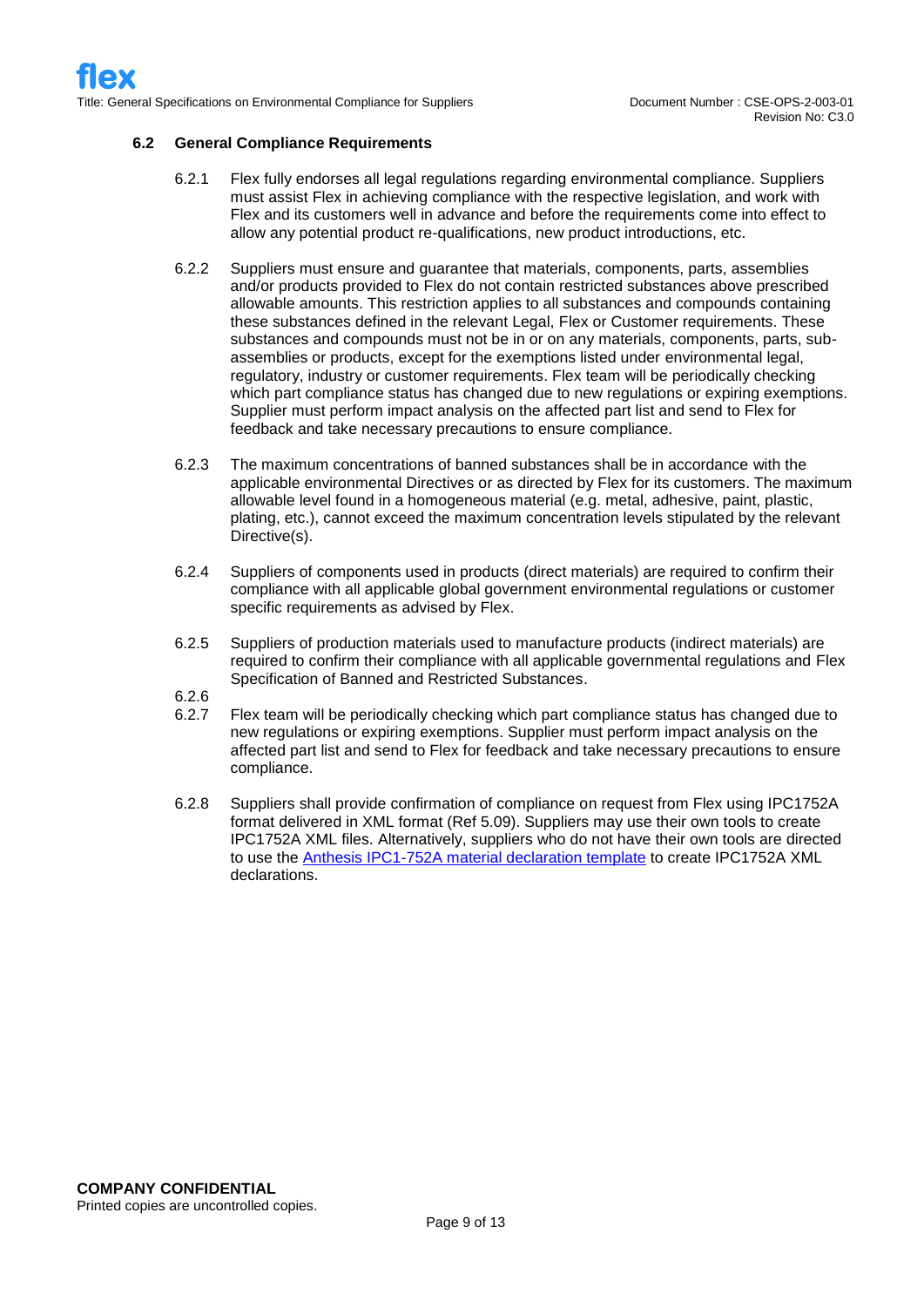### 6.2 General Compliance Requirements

6.2.1 Flex fully endorses all legal regulations regarding environmental compliance. Suppliers must assist Flex in achieving compliance with the respective legislation, and work with Flex and its customers well in advance and before the requirements come into effect to allow any potential product re-qualifications, new product introductions, etc.

6.2.2 Suppliers must ensure and guarantee that materials, components, parts, assemblies and/or products provided to Flex do not contain restricted substances above prescribed allowable amounts. This restriction applies to all substances and compounds containing these substances defined in the relevant Legal, Flex or Customer requirements. These substances and compounds must not be in or on any materials, components, parts, sub-assemblies or products, except for the exemptions listed under environmental legal, regulatory, industry or customer requirements. Flex team will be periodically checking which part compliance status has changed due to new regulations or expiring exemptions. Supplier must perform impact analysis on the affected part list and send to Flex for feedback and take necessary precautions to ensure compliance.

6.2.3 The maximum concentrations of banned substances shall be in accordance with the applicable environmental Directives or as directed by Flex for its customers. The maximum allowable level found in a homogeneous material (e.g. metal, adhesive, paint, plastic, plating, etc.), cannot exceed the maximum concentration levels stipulated by the relevant Directive(s).

6.2.4 Suppliers of components used in products (direct materials) are required to confirm their compliance with all applicable global government environmental regulations or customer specific requirements as advised by Flex.

6.2.5 Suppliers of production materials used to manufacture products (indirect materials) are required to confirm their compliance with all applicable governmental regulations and Flex Specification of Banned and Restricted Substances.

6.2.6

6.2.7 Flex team will be periodically checking which part compliance status has changed due to new regulations or expiring exemptions. Supplier must perform impact analysis on the affected part list and send to Flex for feedback and take necessary precautions to ensure compliance.

6.2.8 Suppliers shall provide confirmation of compliance on request from Flex using IPC1752A format delivered in XML format (Ref 5.09). Suppliers may use their own tools to create IPC1752A XML files. Alternatively, suppliers who do not have their own tools are directed to use the Anthesis IPC1-752A material declaration template to create IPC1752A XML declarations.

**COMPANY CONFIDENTIAL**
Printed copies are uncontrolled copies.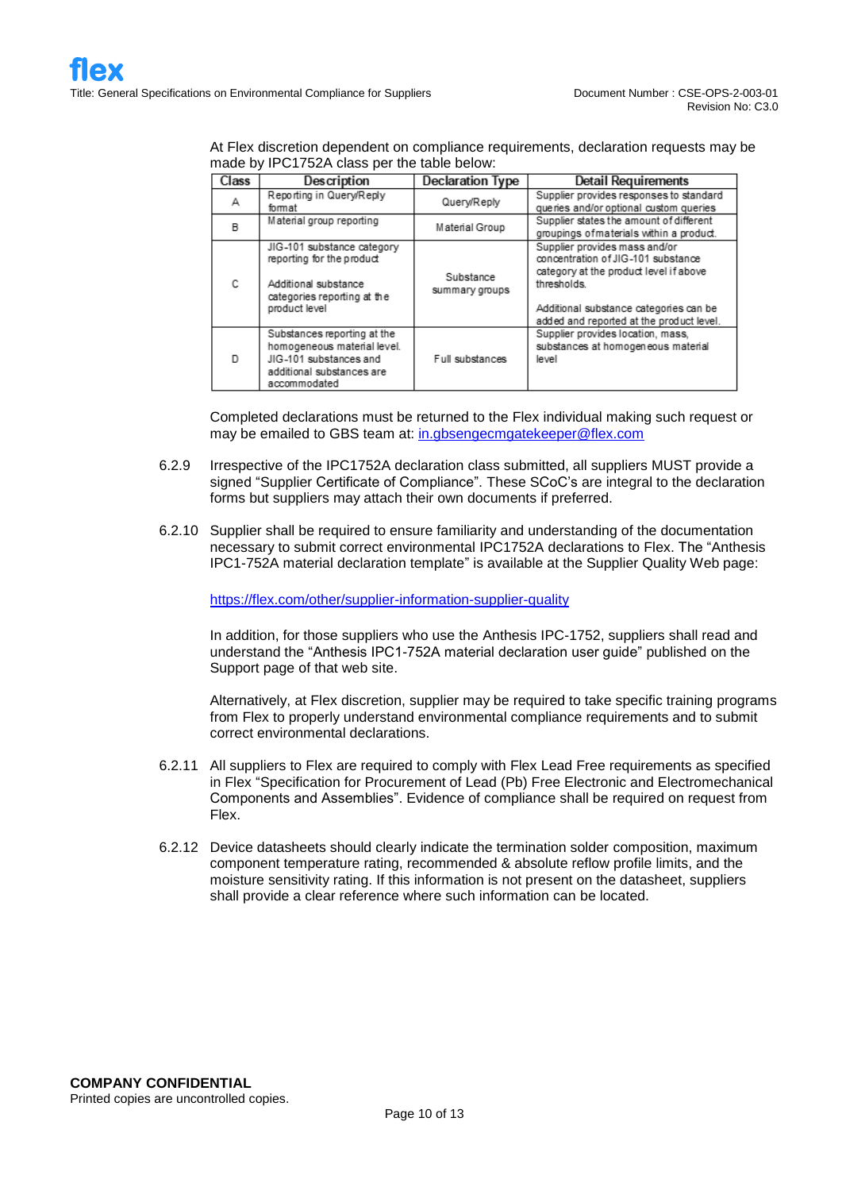At Flex discretion dependent on compliance requirements, declaration requests may be made by IPC1752A class per the table below:

| Class | Description | Declaration Type | Detail Requirements |
|---|---|---|---|
| A | Reporting in Query/Reply format | Query/Reply | Supplier provides responses to standard queries and/or optional custom queries |
| B | Material group reporting | Material Group | Supplier states the amount of different groupings of materials within a product. |
| C | JIG-101 substance category reporting for the product<br><br>Additional substance categories reporting at the product level | Substance summary groups | Supplier provides mass and/or concentration of JIG-101 substance category at the product level if above thresholds.<br><br>Additional substance categories can be added and reported at the product level. |
| D | Substances reporting at the homogeneous material level. JIG-101 substances and additional substances are accommodated | Full substances | Supplier provides location, mass, substances at homogeneous material level |

Completed declarations must be returned to the Flex individual making such request or may be emailed to GBS team at: in.gbsengecmgatekeeper@flex.com

6.2.9 Irrespective of the IPC1752A declaration class submitted, all suppliers MUST provide a signed "Supplier Certificate of Compliance". These SCoC's are integral to the declaration forms but suppliers may attach their own documents if preferred.

6.2.10 Supplier shall be required to ensure familiarity and understanding of the documentation necessary to submit correct environmental IPC1752A declarations to Flex. The "Anthesis IPC1-752A material declaration template" is available at the Supplier Quality Web page:

https://flex.com/other/supplier-information-supplier-quality

In addition, for those suppliers who use the Anthesis IPC-1752, suppliers shall read and understand the "Anthesis IPC1-752A material declaration user guide" published on the Support page of that web site.

Alternatively, at Flex discretion, supplier may be required to take specific training programs from Flex to properly understand environmental compliance requirements and to submit correct environmental declarations.

6.2.11 All suppliers to Flex are required to comply with Flex Lead Free requirements as specified in Flex "Specification for Procurement of Lead (Pb) Free Electronic and Electromechanical Components and Assemblies". Evidence of compliance shall be required on request from Flex.

6.2.12 Device datasheets should clearly indicate the termination solder composition, maximum component temperature rating, recommended & absolute reflow profile limits, and the moisture sensitivity rating. If this information is not present on the datasheet, suppliers shall provide a clear reference where such information can be located.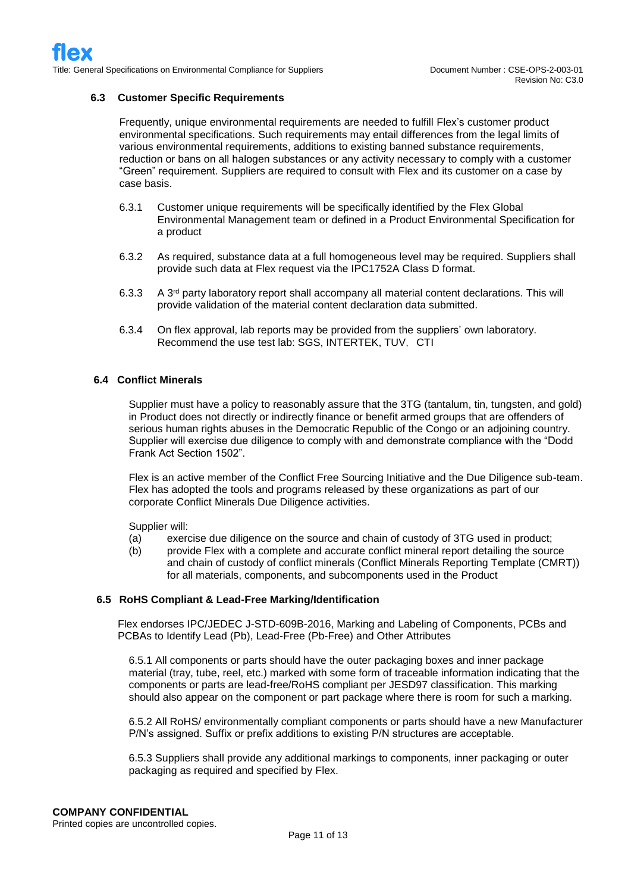### 6.3 Customer Specific Requirements

Frequently, unique environmental requirements are needed to fulfill Flex's customer product environmental specifications. Such requirements may entail differences from the legal limits of various environmental requirements, additions to existing banned substance requirements, reduction or bans on all halogen substances or any activity necessary to comply with a customer "Green" requirement. Suppliers are required to consult with Flex and its customer on a case by case basis.

6.3.1 Customer unique requirements will be specifically identified by the Flex Global Environmental Management team or defined in a Product Environmental Specification for a product

6.3.2 As required, substance data at a full homogeneous level may be required. Suppliers shall provide such data at Flex request via the IPC1752A Class D format.

6.3.3 A 3rd party laboratory report shall accompany all material content declarations. This will provide validation of the material content declaration data submitted.

6.3.4 On flex approval, lab reports may be provided from the suppliers' own laboratory. Recommend the use test lab: SGS, INTERTEK, TUV，CTI

### 6.4 Conflict Minerals

Supplier must have a policy to reasonably assure that the 3TG (tantalum, tin, tungsten, and gold) in Product does not directly or indirectly finance or benefit armed groups that are offenders of serious human rights abuses in the Democratic Republic of the Congo or an adjoining country. Supplier will exercise due diligence to comply with and demonstrate compliance with the "Dodd Frank Act Section 1502".

Flex is an active member of the Conflict Free Sourcing Initiative and the Due Diligence sub-team. Flex has adopted the tools and programs released by these organizations as part of our corporate Conflict Minerals Due Diligence activities.

Supplier will:

(a) exercise due diligence on the source and chain of custody of 3TG used in product;

(b) provide Flex with a complete and accurate conflict mineral report detailing the source and chain of custody of conflict minerals (Conflict Minerals Reporting Template (CMRT)) for all materials, components, and subcomponents used in the Product

### 6.5 RoHS Compliant & Lead-Free Marking/Identification

Flex endorses IPC/JEDEC J-STD-609B-2016, Marking and Labeling of Components, PCBs and PCBAs to Identify Lead (Pb), Lead-Free (Pb-Free) and Other Attributes

6.5.1 All components or parts should have the outer packaging boxes and inner package material (tray, tube, reel, etc.) marked with some form of traceable information indicating that the components or parts are lead-free/RoHS compliant per JESD97 classification. This marking should also appear on the component or part package where there is room for such a marking.

6.5.2 All RoHS/ environmentally compliant components or parts should have a new Manufacturer P/N's assigned. Suffix or prefix additions to existing P/N structures are acceptable.

6.5.3 Suppliers shall provide any additional markings to components, inner packaging or outer packaging as required and specified by Flex.

**COMPANY CONFIDENTIAL**
Printed copies are uncontrolled copies.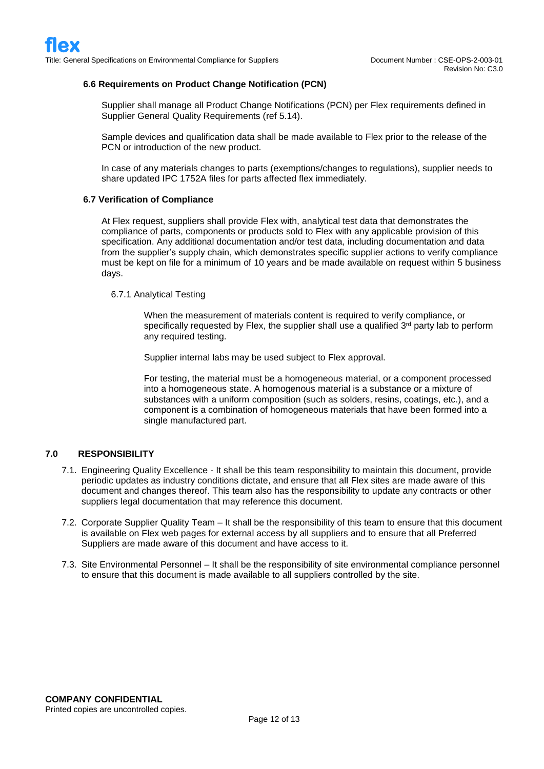### 6.6 Requirements on Product Change Notification (PCN)

Supplier shall manage all Product Change Notifications (PCN) per Flex requirements defined in Supplier General Quality Requirements (ref 5.14).

Sample devices and qualification data shall be made available to Flex prior to the release of the PCN or introduction of the new product.

In case of any materials changes to parts (exemptions/changes to regulations), supplier needs to share updated IPC 1752A files for parts affected flex immediately.

### 6.7 Verification of Compliance

At Flex request, suppliers shall provide Flex with, analytical test data that demonstrates the compliance of parts, components or products sold to Flex with any applicable provision of this specification. Any additional documentation and/or test data, including documentation and data from the supplier's supply chain, which demonstrates specific supplier actions to verify compliance must be kept on file for a minimum of 10 years and be made available on request within 5 business days.

#### 6.7.1 Analytical Testing

When the measurement of materials content is required to verify compliance, or specifically requested by Flex, the supplier shall use a qualified 3rd party lab to perform any required testing.

Supplier internal labs may be used subject to Flex approval.

For testing, the material must be a homogeneous material, or a component processed into a homogeneous state. A homogenous material is a substance or a mixture of substances with a uniform composition (such as solders, resins, coatings, etc.), and a component is a combination of homogeneous materials that have been formed into a single manufactured part.

## 7.0 RESPONSIBILITY

7.1. Engineering Quality Excellence - It shall be this team responsibility to maintain this document, provide periodic updates as industry conditions dictate, and ensure that all Flex sites are made aware of this document and changes thereof. This team also has the responsibility to update any contracts or other suppliers legal documentation that may reference this document.

7.2. Corporate Supplier Quality Team – It shall be the responsibility of this team to ensure that this document is available on Flex web pages for external access by all suppliers and to ensure that all Preferred Suppliers are made aware of this document and have access to it.

7.3. Site Environmental Personnel – It shall be the responsibility of site environmental compliance personnel to ensure that this document is made available to all suppliers controlled by the site.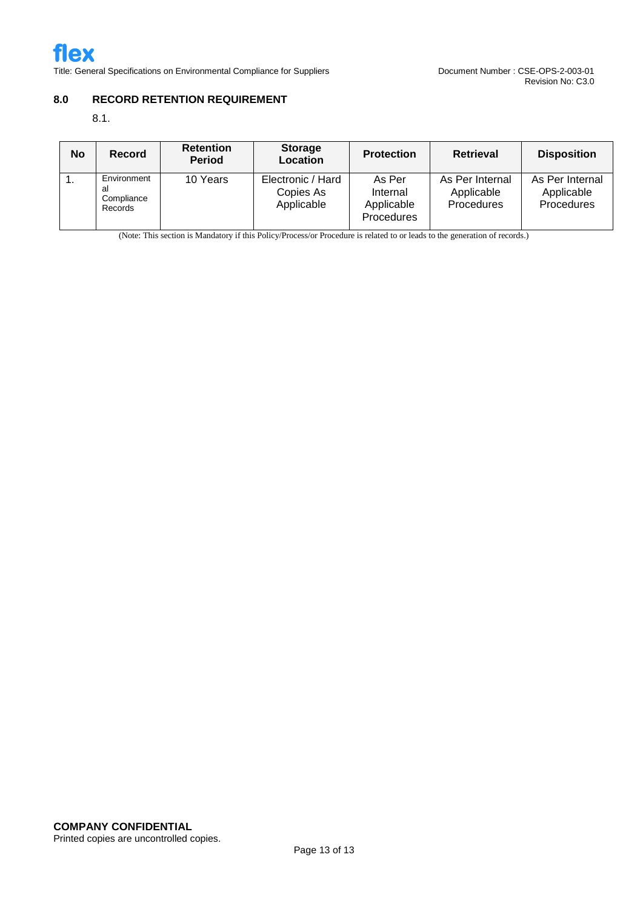## 8.0 RECORD RETENTION REQUIREMENT

8.1.

| No | Record | Retention Period | Storage Location | Protection | Retrieval | Disposition |
|---|---|---|---|---|---|---|
| 1. | Environmental Compliance Records | 10 Years | Electronic / Hard Copies As Applicable | As Per Internal Applicable Procedures | As Per Internal Applicable Procedures | As Per Internal Applicable Procedures |

(Note: This section is Mandatory if this Policy/Process/or Procedure is related to or leads to the generation of records.)

**COMPANY CONFIDENTIAL**
Printed copies are uncontrolled copies.